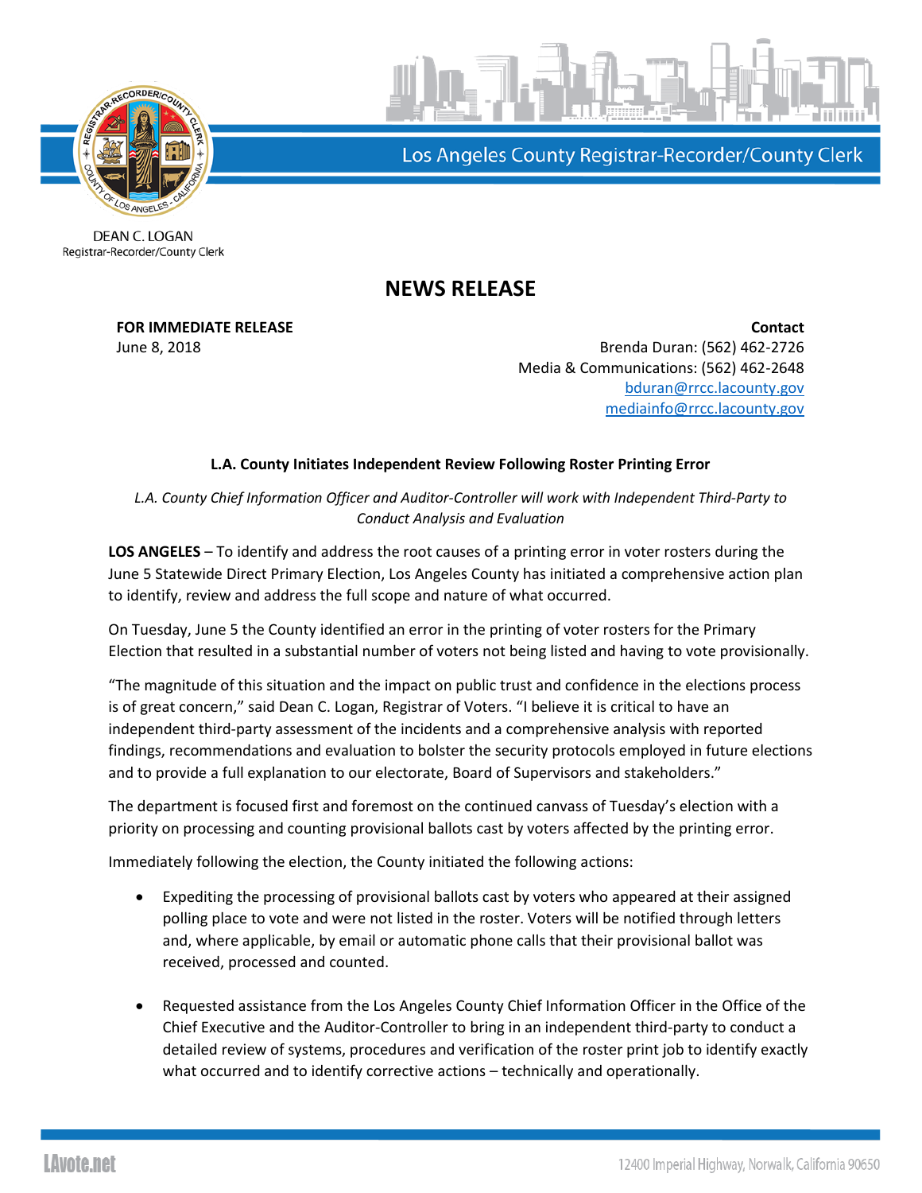Los Angeles County Registrar-Recorder/County Clerk

DEAN C. LOGAN
Registrar-Recorder/County Clerk

# NEWS RELEASE

**FOR IMMEDIATE RELEASE**
June 8, 2018

**Contact**
Brenda Duran: (562) 462-2726
Media & Communications: (562) 462-2648
bduran@rrcc.lacounty.gov
mediainfo@rrcc.lacounty.gov

### L.A. County Initiates Independent Review Following Roster Printing Error

*L.A. County Chief Information Officer and Auditor-Controller will work with Independent Third-Party to Conduct Analysis and Evaluation*

**LOS ANGELES** – To identify and address the root causes of a printing error in voter rosters during the June 5 Statewide Direct Primary Election, Los Angeles County has initiated a comprehensive action plan to identify, review and address the full scope and nature of what occurred.

On Tuesday, June 5 the County identified an error in the printing of voter rosters for the Primary Election that resulted in a substantial number of voters not being listed and having to vote provisionally.

"The magnitude of this situation and the impact on public trust and confidence in the elections process is of great concern," said Dean C. Logan, Registrar of Voters. "I believe it is critical to have an independent third-party assessment of the incidents and a comprehensive analysis with reported findings, recommendations and evaluation to bolster the security protocols employed in future elections and to provide a full explanation to our electorate, Board of Supervisors and stakeholders."

The department is focused first and foremost on the continued canvass of Tuesday's election with a priority on processing and counting provisional ballots cast by voters affected by the printing error.

Immediately following the election, the County initiated the following actions:

- Expediting the processing of provisional ballots cast by voters who appeared at their assigned polling place to vote and were not listed in the roster. Voters will be notified through letters and, where applicable, by email or automatic phone calls that their provisional ballot was received, processed and counted.

- Requested assistance from the Los Angeles County Chief Information Officer in the Office of the Chief Executive and the Auditor-Controller to bring in an independent third-party to conduct a detailed review of systems, procedures and verification of the roster print job to identify exactly what occurred and to identify corrective actions – technically and operationally.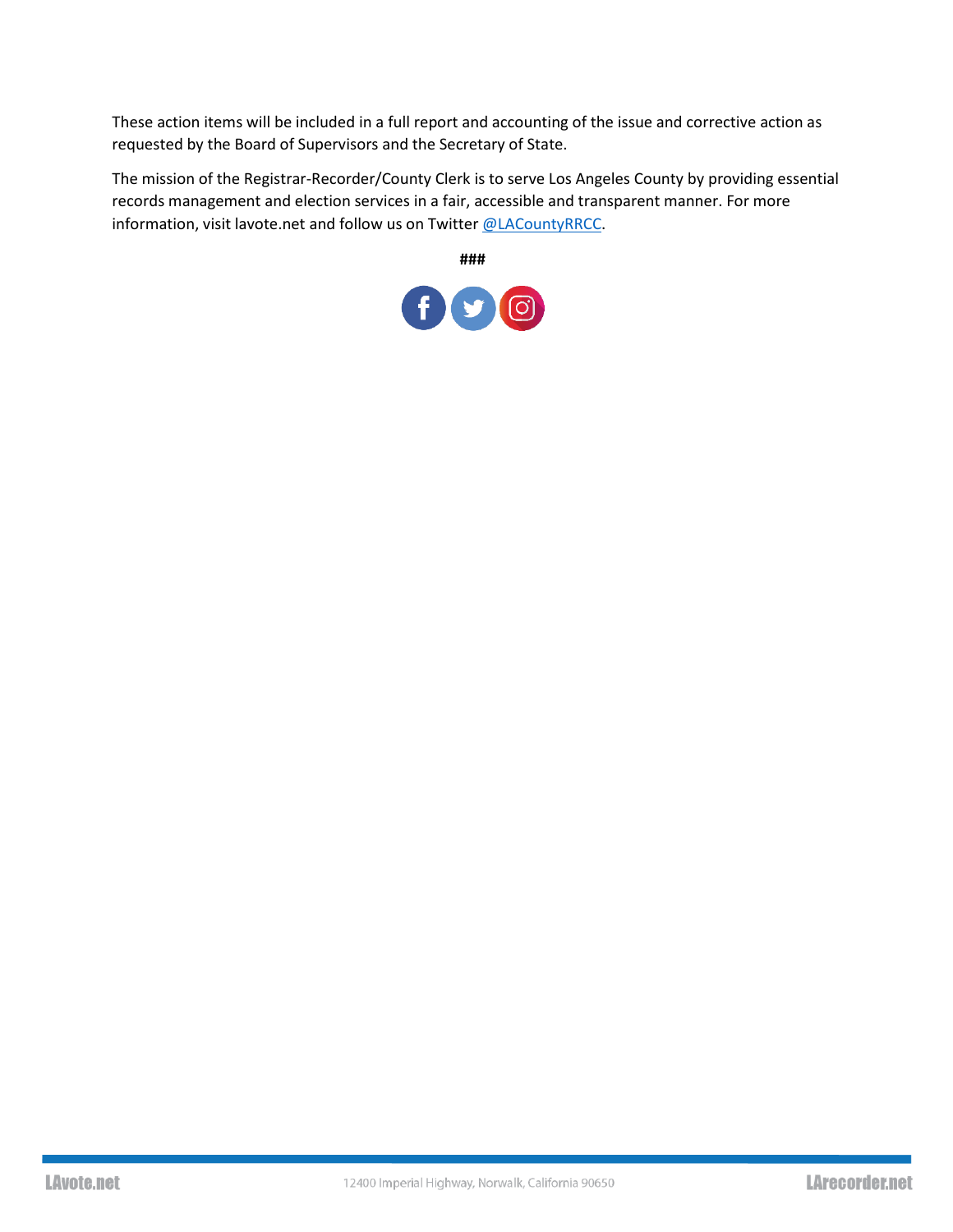These action items will be included in a full report and accounting of the issue and corrective action as requested by the Board of Supervisors and the Secretary of State.

The mission of the Registrar-Recorder/County Clerk is to serve Los Angeles County by providing essential records management and election services in a fair, accessible and transparent manner. For more information, visit lavote.net and follow us on Twitter @LACountyRRCC.

###